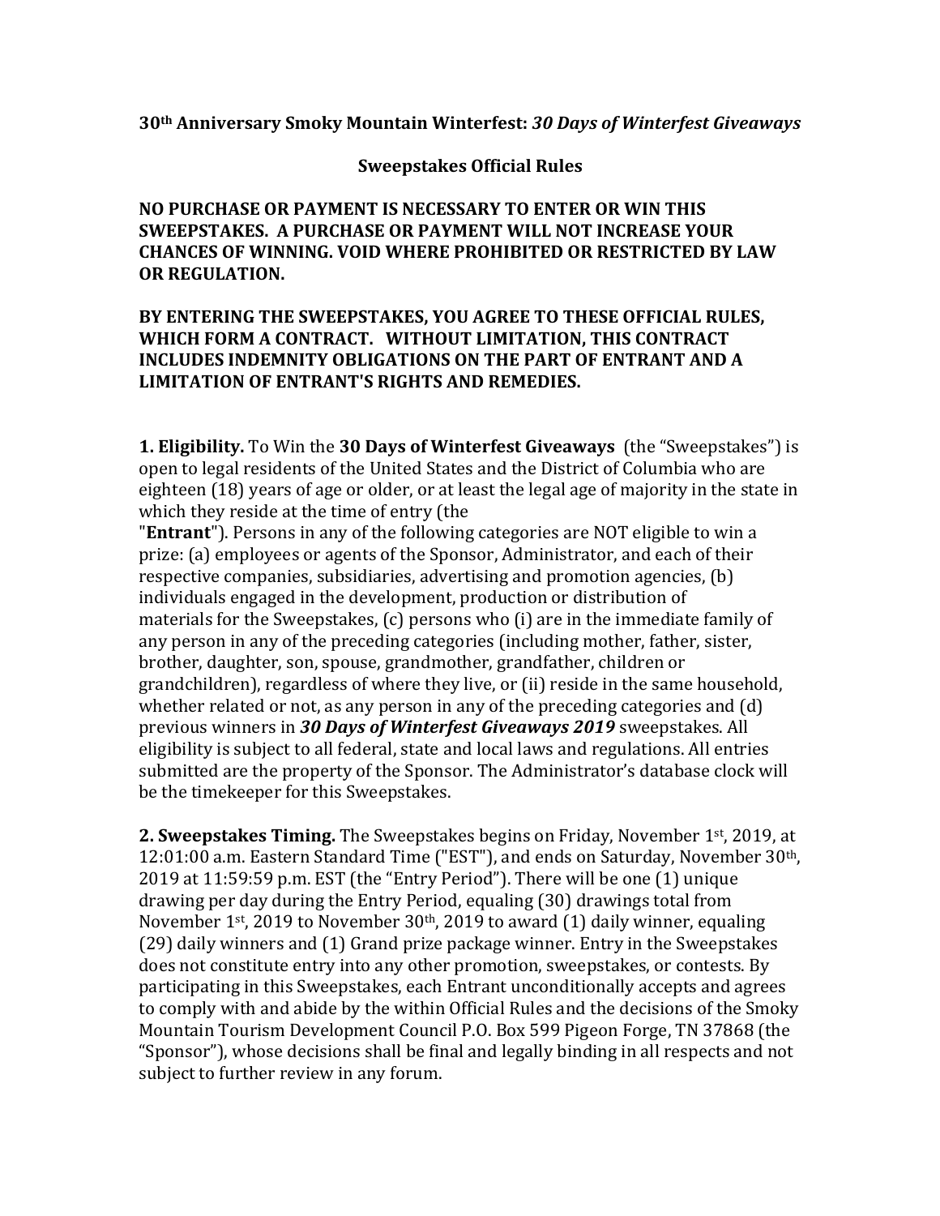**30th Anniversary Smoky Mountain Winterfest:** ***30 Days of Winterfest Giveaways***

**Sweepstakes Official Rules**

**NO PURCHASE OR PAYMENT IS NECESSARY TO ENTER OR WIN THIS SWEEPSTAKES. A PURCHASE OR PAYMENT WILL NOT INCREASE YOUR CHANCES OF WINNING. VOID WHERE PROHIBITED OR RESTRICTED BY LAW OR REGULATION.**

**BY ENTERING THE SWEEPSTAKES, YOU AGREE TO THESE OFFICIAL RULES, WHICH FORM A CONTRACT. WITHOUT LIMITATION, THIS CONTRACT INCLUDES INDEMNITY OBLIGATIONS ON THE PART OF ENTRANT AND A LIMITATION OF ENTRANT'S RIGHTS AND REMEDIES.**

**1. Eligibility.** To Win the **30 Days of Winterfest Giveaways** (the "Sweepstakes") is open to legal residents of the United States and the District of Columbia who are eighteen (18) years of age or older, or at least the legal age of majority in the state in which they reside at the time of entry (the "**Entrant**"). Persons in any of the following categories are NOT eligible to win a prize: (a) employees or agents of the Sponsor, Administrator, and each of their respective companies, subsidiaries, advertising and promotion agencies, (b) individuals engaged in the development, production or distribution of materials for the Sweepstakes, (c) persons who (i) are in the immediate family of any person in any of the preceding categories (including mother, father, sister, brother, daughter, son, spouse, grandmother, grandfather, children or grandchildren), regardless of where they live, or (ii) reside in the same household, whether related or not, as any person in any of the preceding categories and (d) previous winners in ***30 Days of Winterfest Giveaways 2019*** sweepstakes. All eligibility is subject to all federal, state and local laws and regulations. All entries submitted are the property of the Sponsor. The Administrator's database clock will be the timekeeper for this Sweepstakes.

**2. Sweepstakes Timing.** The Sweepstakes begins on Friday, November 1st, 2019, at 12:01:00 a.m. Eastern Standard Time ("EST"), and ends on Saturday, November 30th, 2019 at 11:59:59 p.m. EST (the "Entry Period"). There will be one (1) unique drawing per day during the Entry Period, equaling (30) drawings total from November 1st, 2019 to November 30th, 2019 to award (1) daily winner, equaling (29) daily winners and (1) Grand prize package winner. Entry in the Sweepstakes does not constitute entry into any other promotion, sweepstakes, or contests. By participating in this Sweepstakes, each Entrant unconditionally accepts and agrees to comply with and abide by the within Official Rules and the decisions of the Smoky Mountain Tourism Development Council P.O. Box 599 Pigeon Forge, TN 37868 (the "Sponsor"), whose decisions shall be final and legally binding in all respects and not subject to further review in any forum.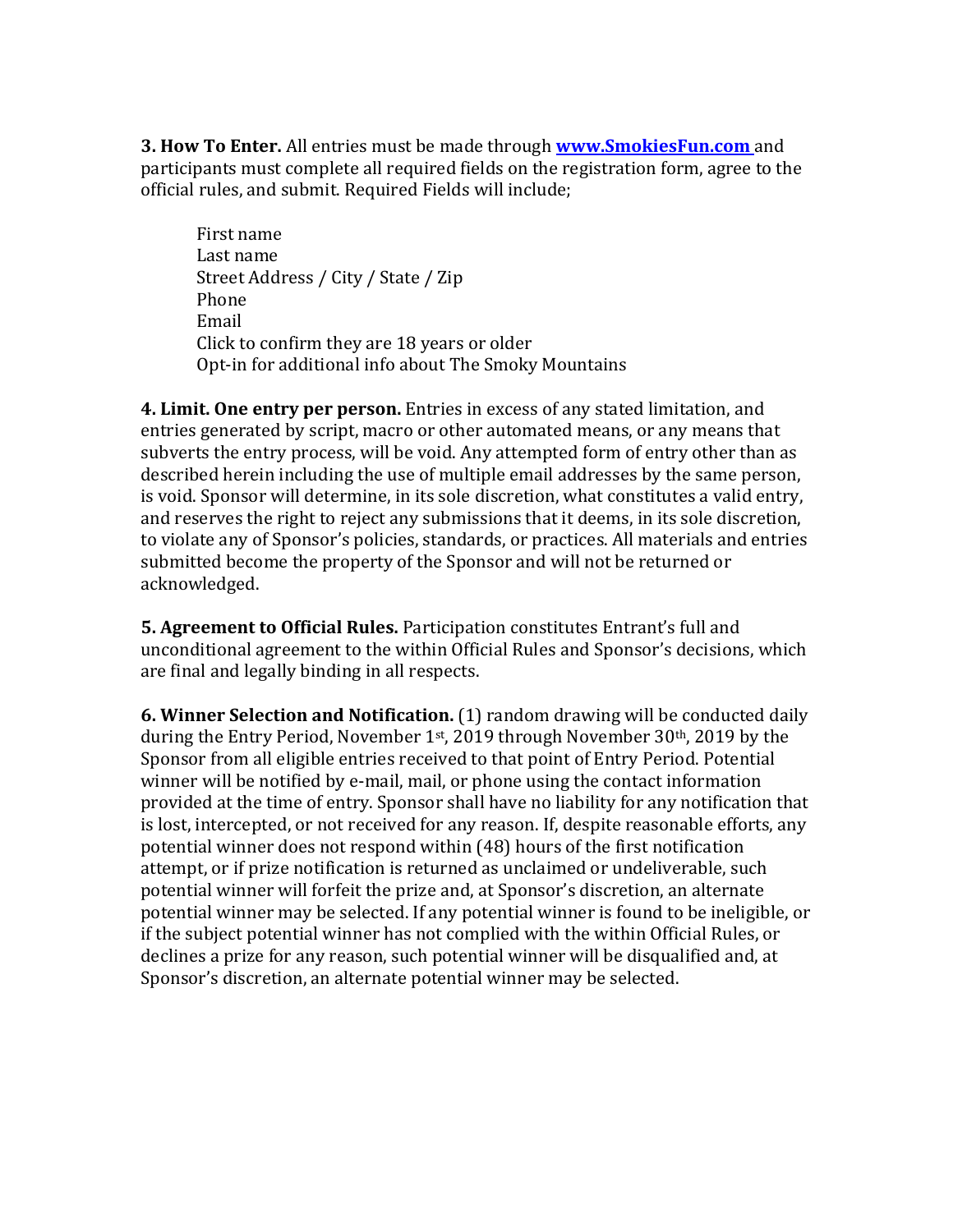**3. How To Enter.** All entries must be made through **[www.SmokiesFun.com](http://www.SmokiesFun.com)** and participants must complete all required fields on the registration form, agree to the official rules, and submit. Required Fields will include;

First name
Last name
Street Address / City / State / Zip
Phone
Email
Click to confirm they are 18 years or older
Opt-in for additional info about The Smoky Mountains

**4. Limit. One entry per person.** Entries in excess of any stated limitation, and entries generated by script, macro or other automated means, or any means that subverts the entry process, will be void. Any attempted form of entry other than as described herein including the use of multiple email addresses by the same person, is void. Sponsor will determine, in its sole discretion, what constitutes a valid entry, and reserves the right to reject any submissions that it deems, in its sole discretion, to violate any of Sponsor's policies, standards, or practices. All materials and entries submitted become the property of the Sponsor and will not be returned or acknowledged.

**5. Agreement to Official Rules.** Participation constitutes Entrant's full and unconditional agreement to the within Official Rules and Sponsor's decisions, which are final and legally binding in all respects.

**6. Winner Selection and Notification.** (1) random drawing will be conducted daily during the Entry Period, November 1st, 2019 through November 30th, 2019 by the Sponsor from all eligible entries received to that point of Entry Period. Potential winner will be notified by e-mail, mail, or phone using the contact information provided at the time of entry. Sponsor shall have no liability for any notification that is lost, intercepted, or not received for any reason. If, despite reasonable efforts, any potential winner does not respond within (48) hours of the first notification attempt, or if prize notification is returned as unclaimed or undeliverable, such potential winner will forfeit the prize and, at Sponsor's discretion, an alternate potential winner may be selected. If any potential winner is found to be ineligible, or if the subject potential winner has not complied with the within Official Rules, or declines a prize for any reason, such potential winner will be disqualified and, at Sponsor's discretion, an alternate potential winner may be selected.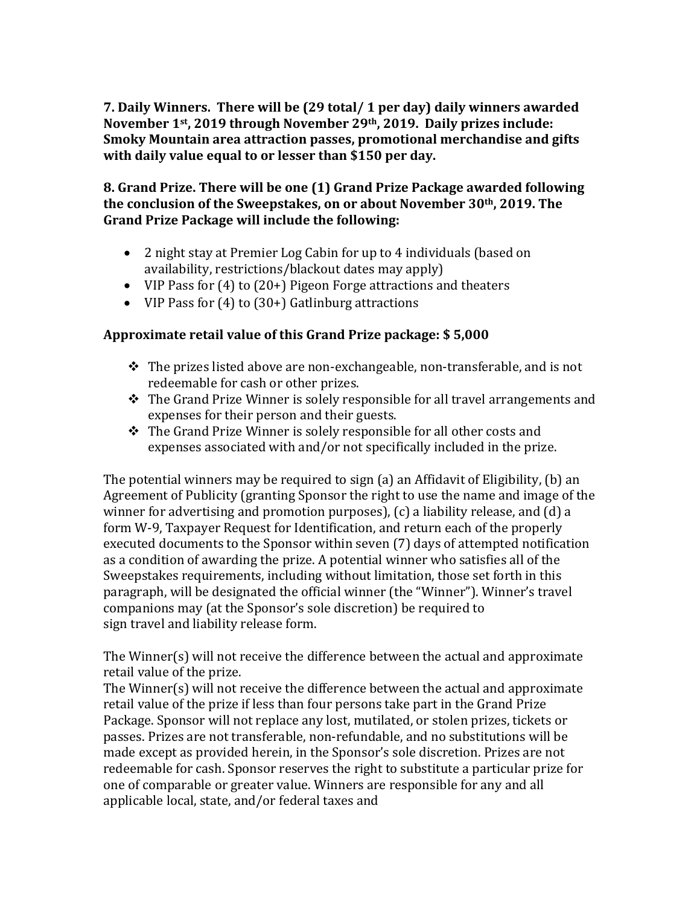**7. Daily Winners. There will be (29 total/ 1 per day) daily winners awarded November 1st, 2019 through November 29th, 2019. Daily prizes include: Smoky Mountain area attraction passes, promotional merchandise and gifts with daily value equal to or lesser than $150 per day.**

**8. Grand Prize. There will be one (1) Grand Prize Package awarded following the conclusion of the Sweepstakes, on or about November 30th, 2019. The Grand Prize Package will include the following:**

- 2 night stay at Premier Log Cabin for up to 4 individuals (based on availability, restrictions/blackout dates may apply)
- VIP Pass for (4) to (20+) Pigeon Forge attractions and theaters
- VIP Pass for (4) to (30+) Gatlinburg attractions

**Approximate retail value of this Grand Prize package: $ 5,000**

- The prizes listed above are non-exchangeable, non-transferable, and is not redeemable for cash or other prizes.
- The Grand Prize Winner is solely responsible for all travel arrangements and expenses for their person and their guests.
- The Grand Prize Winner is solely responsible for all other costs and expenses associated with and/or not specifically included in the prize.

The potential winners may be required to sign (a) an Affidavit of Eligibility, (b) an Agreement of Publicity (granting Sponsor the right to use the name and image of the winner for advertising and promotion purposes), (c) a liability release, and (d) a form W-9, Taxpayer Request for Identification, and return each of the properly executed documents to the Sponsor within seven (7) days of attempted notification as a condition of awarding the prize. A potential winner who satisfies all of the Sweepstakes requirements, including without limitation, those set forth in this paragraph, will be designated the official winner (the "Winner"). Winner's travel companions may (at the Sponsor's sole discretion) be required to sign travel and liability release form.

The Winner(s) will not receive the difference between the actual and approximate retail value of the prize.
The Winner(s) will not receive the difference between the actual and approximate retail value of the prize if less than four persons take part in the Grand Prize Package. Sponsor will not replace any lost, mutilated, or stolen prizes, tickets or passes. Prizes are not transferable, non-refundable, and no substitutions will be made except as provided herein, in the Sponsor's sole discretion. Prizes are not redeemable for cash. Sponsor reserves the right to substitute a particular prize for one of comparable or greater value. Winners are responsible for any and all applicable local, state, and/or federal taxes and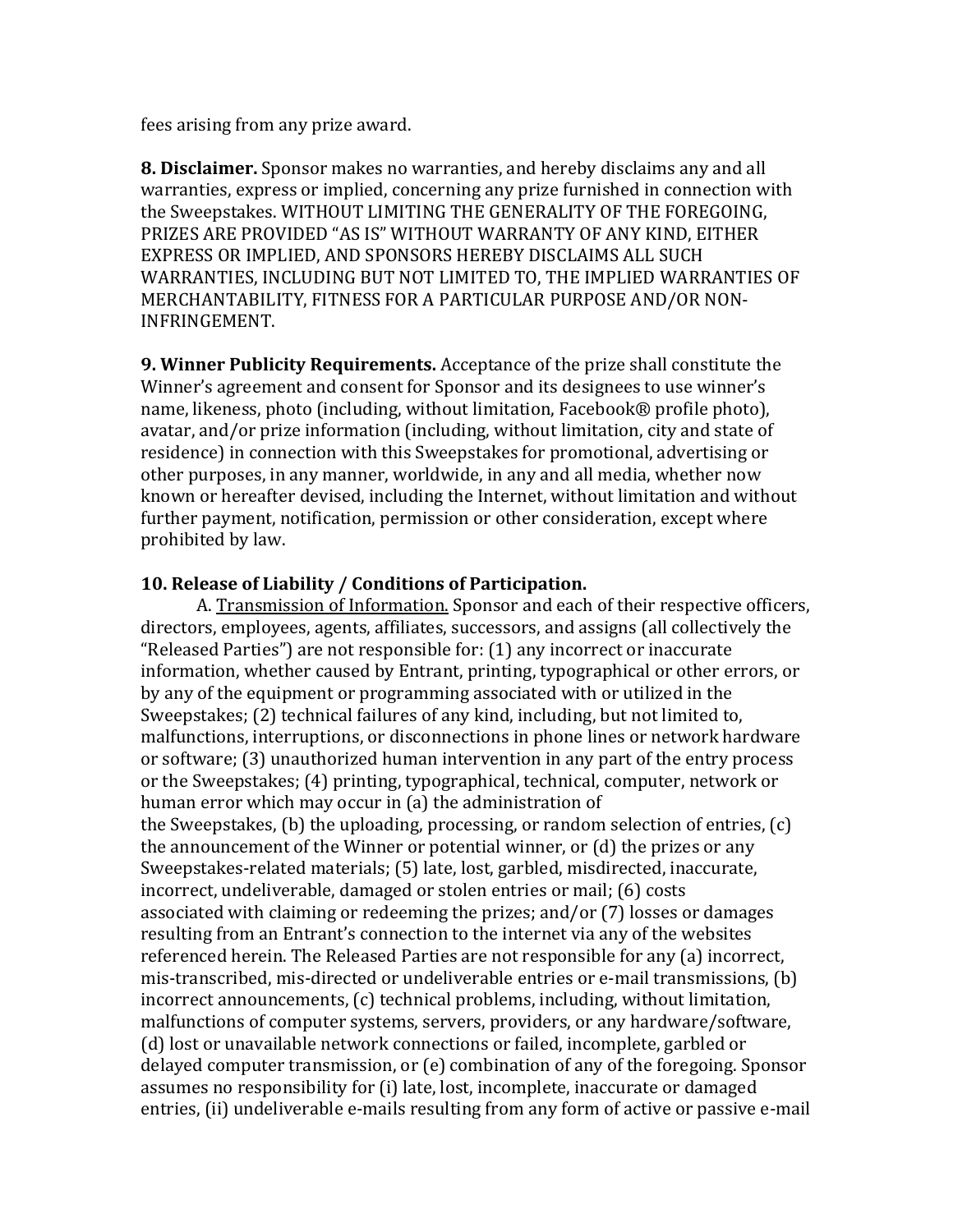fees arising from any prize award.

**8. Disclaimer.** Sponsor makes no warranties, and hereby disclaims any and all warranties, express or implied, concerning any prize furnished in connection with the Sweepstakes. WITHOUT LIMITING THE GENERALITY OF THE FOREGOING, PRIZES ARE PROVIDED "AS IS" WITHOUT WARRANTY OF ANY KIND, EITHER EXPRESS OR IMPLIED, AND SPONSORS HEREBY DISCLAIMS ALL SUCH WARRANTIES, INCLUDING BUT NOT LIMITED TO, THE IMPLIED WARRANTIES OF MERCHANTABILITY, FITNESS FOR A PARTICULAR PURPOSE AND/OR NON-INFRINGEMENT.

**9. Winner Publicity Requirements.** Acceptance of the prize shall constitute the Winner's agreement and consent for Sponsor and its designees to use winner's name, likeness, photo (including, without limitation, Facebook® profile photo), avatar, and/or prize information (including, without limitation, city and state of residence) in connection with this Sweepstakes for promotional, advertising or other purposes, in any manner, worldwide, in any and all media, whether now known or hereafter devised, including the Internet, without limitation and without further payment, notification, permission or other consideration, except where prohibited by law.

**10. Release of Liability / Conditions of Participation.**

A. Transmission of Information. Sponsor and each of their respective officers, directors, employees, agents, affiliates, successors, and assigns (all collectively the "Released Parties") are not responsible for: (1) any incorrect or inaccurate information, whether caused by Entrant, printing, typographical or other errors, or by any of the equipment or programming associated with or utilized in the Sweepstakes; (2) technical failures of any kind, including, but not limited to, malfunctions, interruptions, or disconnections in phone lines or network hardware or software; (3) unauthorized human intervention in any part of the entry process or the Sweepstakes; (4) printing, typographical, technical, computer, network or human error which may occur in (a) the administration of the Sweepstakes, (b) the uploading, processing, or random selection of entries, (c) the announcement of the Winner or potential winner, or (d) the prizes or any Sweepstakes-related materials; (5) late, lost, garbled, misdirected, inaccurate, incorrect, undeliverable, damaged or stolen entries or mail; (6) costs associated with claiming or redeeming the prizes; and/or (7) losses or damages resulting from an Entrant's connection to the internet via any of the websites referenced herein. The Released Parties are not responsible for any (a) incorrect, mis-transcribed, mis-directed or undeliverable entries or e-mail transmissions, (b) incorrect announcements, (c) technical problems, including, without limitation, malfunctions of computer systems, servers, providers, or any hardware/software, (d) lost or unavailable network connections or failed, incomplete, garbled or delayed computer transmission, or (e) combination of any of the foregoing. Sponsor assumes no responsibility for (i) late, lost, incomplete, inaccurate or damaged entries, (ii) undeliverable e-mails resulting from any form of active or passive e-mail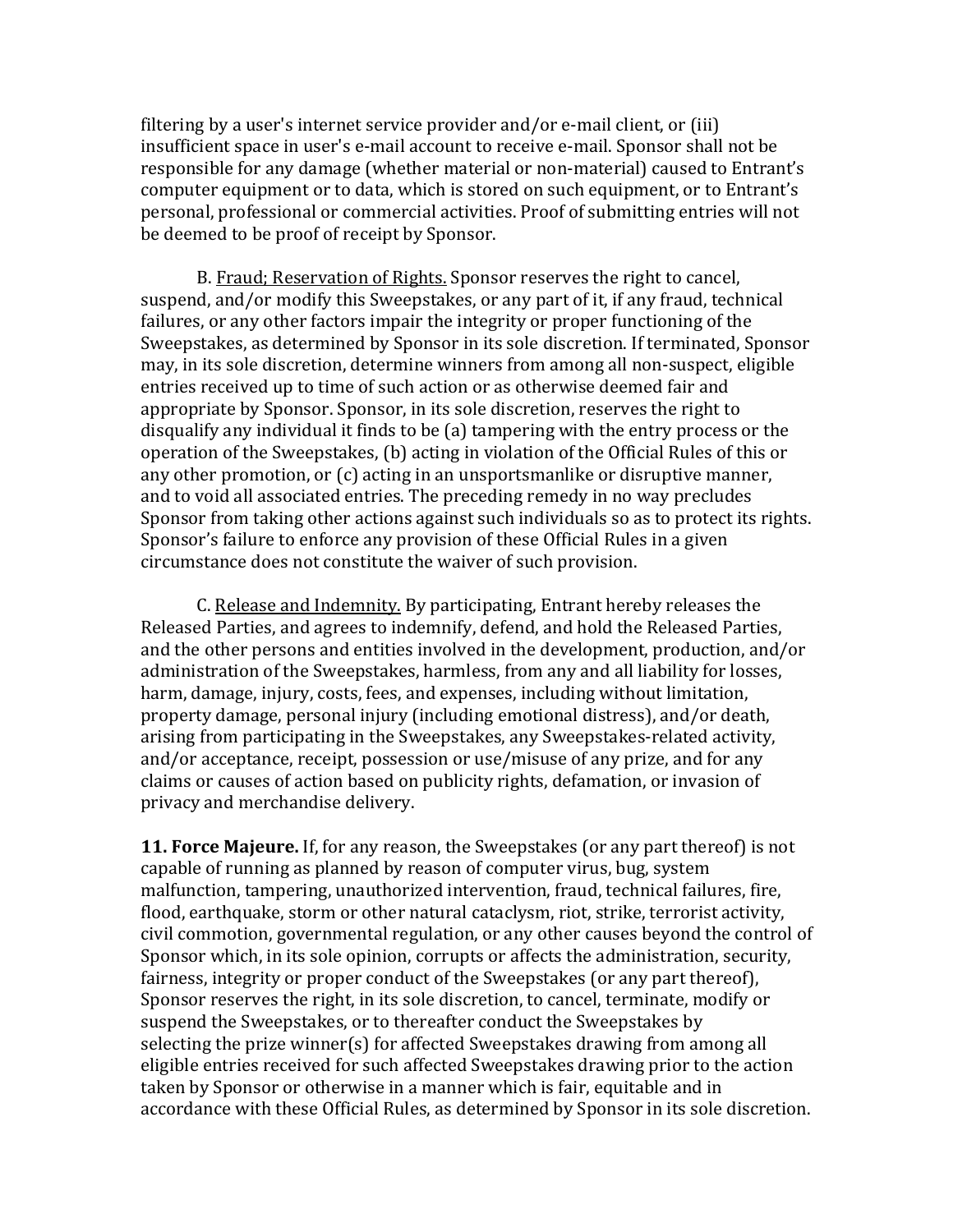filtering by a user's internet service provider and/or e-mail client, or (iii) insufficient space in user's e-mail account to receive e-mail. Sponsor shall not be responsible for any damage (whether material or non-material) caused to Entrant's computer equipment or to data, which is stored on such equipment, or to Entrant's personal, professional or commercial activities. Proof of submitting entries will not be deemed to be proof of receipt by Sponsor.

B. Fraud; Reservation of Rights. Sponsor reserves the right to cancel, suspend, and/or modify this Sweepstakes, or any part of it, if any fraud, technical failures, or any other factors impair the integrity or proper functioning of the Sweepstakes, as determined by Sponsor in its sole discretion. If terminated, Sponsor may, in its sole discretion, determine winners from among all non-suspect, eligible entries received up to time of such action or as otherwise deemed fair and appropriate by Sponsor. Sponsor, in its sole discretion, reserves the right to disqualify any individual it finds to be (a) tampering with the entry process or the operation of the Sweepstakes, (b) acting in violation of the Official Rules of this or any other promotion, or (c) acting in an unsportsmanlike or disruptive manner, and to void all associated entries. The preceding remedy in no way precludes Sponsor from taking other actions against such individuals so as to protect its rights. Sponsor's failure to enforce any provision of these Official Rules in a given circumstance does not constitute the waiver of such provision.

C. Release and Indemnity. By participating, Entrant hereby releases the Released Parties, and agrees to indemnify, defend, and hold the Released Parties, and the other persons and entities involved in the development, production, and/or administration of the Sweepstakes, harmless, from any and all liability for losses, harm, damage, injury, costs, fees, and expenses, including without limitation, property damage, personal injury (including emotional distress), and/or death, arising from participating in the Sweepstakes, any Sweepstakes-related activity, and/or acceptance, receipt, possession or use/misuse of any prize, and for any claims or causes of action based on publicity rights, defamation, or invasion of privacy and merchandise delivery.

**11. Force Majeure.** If, for any reason, the Sweepstakes (or any part thereof) is not capable of running as planned by reason of computer virus, bug, system malfunction, tampering, unauthorized intervention, fraud, technical failures, fire, flood, earthquake, storm or other natural cataclysm, riot, strike, terrorist activity, civil commotion, governmental regulation, or any other causes beyond the control of Sponsor which, in its sole opinion, corrupts or affects the administration, security, fairness, integrity or proper conduct of the Sweepstakes (or any part thereof), Sponsor reserves the right, in its sole discretion, to cancel, terminate, modify or suspend the Sweepstakes, or to thereafter conduct the Sweepstakes by selecting the prize winner(s) for affected Sweepstakes drawing from among all eligible entries received for such affected Sweepstakes drawing prior to the action taken by Sponsor or otherwise in a manner which is fair, equitable and in accordance with these Official Rules, as determined by Sponsor in its sole discretion.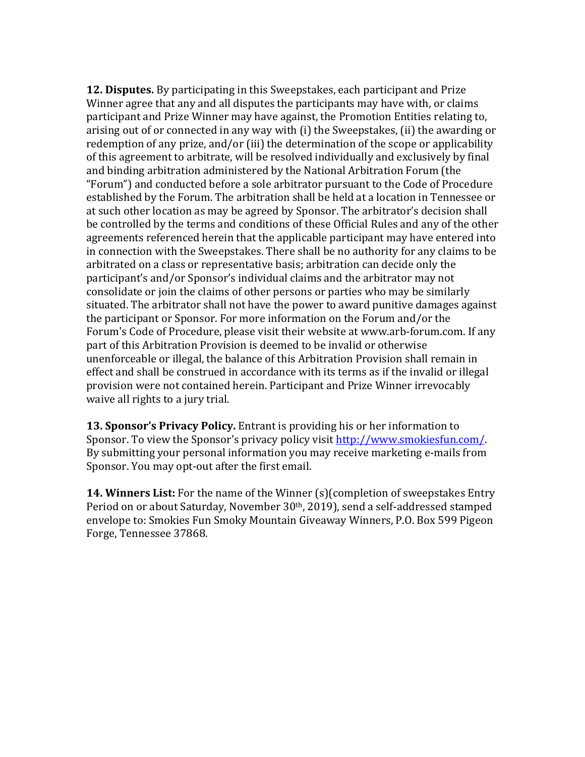**12. Disputes.** By participating in this Sweepstakes, each participant and Prize Winner agree that any and all disputes the participants may have with, or claims participant and Prize Winner may have against, the Promotion Entities relating to, arising out of or connected in any way with (i) the Sweepstakes, (ii) the awarding or redemption of any prize, and/or (iii) the determination of the scope or applicability of this agreement to arbitrate, will be resolved individually and exclusively by final and binding arbitration administered by the National Arbitration Forum (the "Forum") and conducted before a sole arbitrator pursuant to the Code of Procedure established by the Forum. The arbitration shall be held at a location in Tennessee or at such other location as may be agreed by Sponsor. The arbitrator's decision shall be controlled by the terms and conditions of these Official Rules and any of the other agreements referenced herein that the applicable participant may have entered into in connection with the Sweepstakes. There shall be no authority for any claims to be arbitrated on a class or representative basis; arbitration can decide only the participant's and/or Sponsor's individual claims and the arbitrator may not consolidate or join the claims of other persons or parties who may be similarly situated. The arbitrator shall not have the power to award punitive damages against the participant or Sponsor. For more information on the Forum and/or the Forum's Code of Procedure, please visit their website at www.arb-forum.com. If any part of this Arbitration Provision is deemed to be invalid or otherwise unenforceable or illegal, the balance of this Arbitration Provision shall remain in effect and shall be construed in accordance with its terms as if the invalid or illegal provision were not contained herein. Participant and Prize Winner irrevocably waive all rights to a jury trial.

**13. Sponsor's Privacy Policy.** Entrant is providing his or her information to Sponsor. To view the Sponsor's privacy policy visit [http://www.smokiesfun.com/](http://www.smokiesfun.com/). By submitting your personal information you may receive marketing e-mails from Sponsor. You may opt-out after the first email.

**14. Winners List:** For the name of the Winner (s)(completion of sweepstakes Entry Period on or about Saturday, November 30th, 2019), send a self-addressed stamped envelope to: Smokies Fun Smoky Mountain Giveaway Winners, P.O. Box 599 Pigeon Forge, Tennessee 37868.